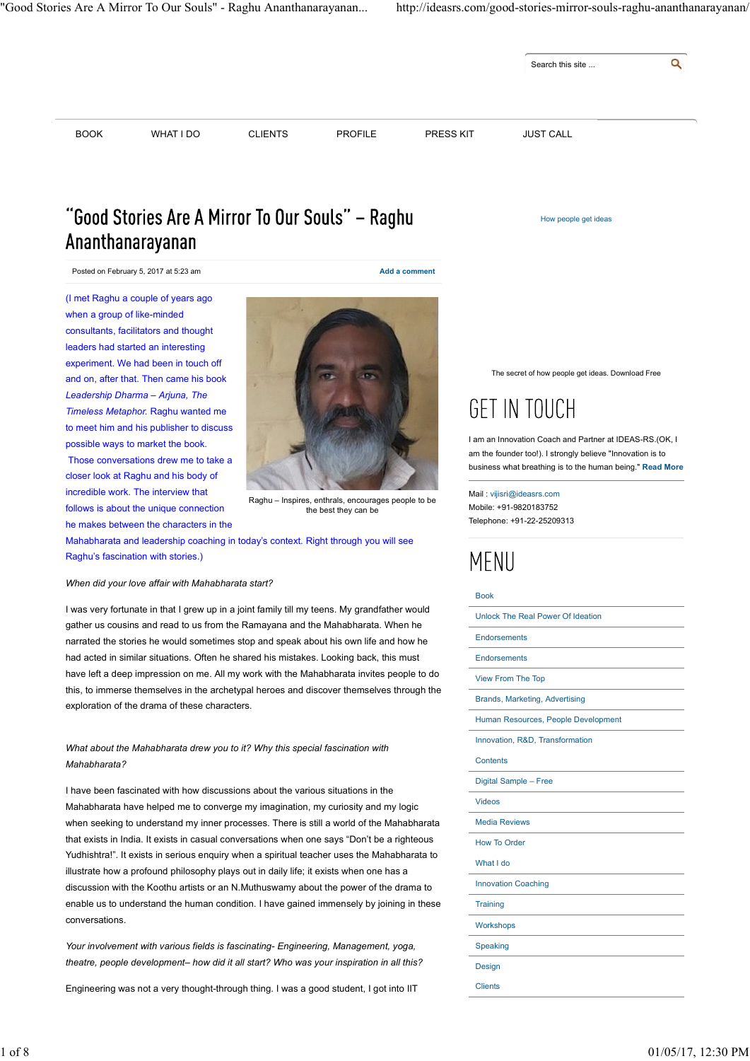Search this site ...

BOOK | WHAT I DO | CLIENTS | PROFILE | PRESS KIT | JUST CALL

# "Good Stories Are A Mirror To Our Souls" – Raghu Ananthanarayanan

Posted on February 5, 2017 at 5:23 am

Add a comment

(I met Raghu a couple of years ago when a group of like-minded consultants, facilitators and thought leaders had started an interesting experiment. We had been in touch off and on, after that. Then came his book *Leadership Dharma – Arjuna, The Timeless Metaphor.* Raghu wanted me to meet him and his publisher to discuss possible ways to market the book. Those conversations drew me to take a closer look at Raghu and his body of incredible work. The interview that follows is about the unique connection he makes between the characters in the Mahabharata and leadership coaching in today's context. Right through you will see Raghu's fascination with stories.)

Raghu – Inspires, enthrals, encourages people to be the best they can be

*When did your love affair with Mahabharata start?*

I was very fortunate in that I grew up in a joint family till my teens. My grandfather would gather us cousins and read to us from the Ramayana and the Mahabharata. When he narrated the stories he would sometimes stop and speak about his own life and how he had acted in similar situations. Often he shared his mistakes. Looking back, this must have left a deep impression on me. All my work with the Mahabharata invites people to do this, to immerse themselves in the archetypal heroes and discover themselves through the exploration of the drama of these characters.

*What about the Mahabharata drew you to it? Why this special fascination with Mahabharata?*

I have been fascinated with how discussions about the various situations in the Mahabharata have helped me to converge my imagination, my curiosity and my logic when seeking to understand my inner processes. There is still a world of the Mahabharata that exists in India. It exists in casual conversations when one says "Don't be a righteous Yudhishtra!". It exists in serious enquiry when a spiritual teacher uses the Mahabharata to illustrate how a profound philosophy plays out in daily life; it exists when one has a discussion with the Koothu artists or an N.Muthuswamy about the power of the drama to enable us to understand the human condition. I have gained immensely by joining in these conversations.

*Your involvement with various fields is fascinating- Engineering, Management, yoga, theatre, people development– how did it all start? Who was your inspiration in all this?*

Engineering was not a very thought-through thing. I was a good student, I got into IIT

How people get ideas

The secret of how people get ideas. Download Free

## GET IN TOUCH

I am an Innovation Coach and Partner at IDEAS-RS.(OK, I am the founder too!). I strongly believe "Innovation is to business what breathing is to the human being." **Read More**

Mail : vijisri@ideasrs.com
Mobile: +91-9820183752
Telephone: +91-22-25209313

## MENU

- Book
- Unlock The Real Power Of Ideation
- Endorsements
- Endorsements
- View From The Top
- Brands, Marketing, Advertising
- Human Resources, People Development
- Innovation, R&D, Transformation
- Contents
- Digital Sample – Free
- Videos
- Media Reviews
- How To Order
- What I do
- Innovation Coaching
- Training
- Workshops
- Speaking
- Design
- Clients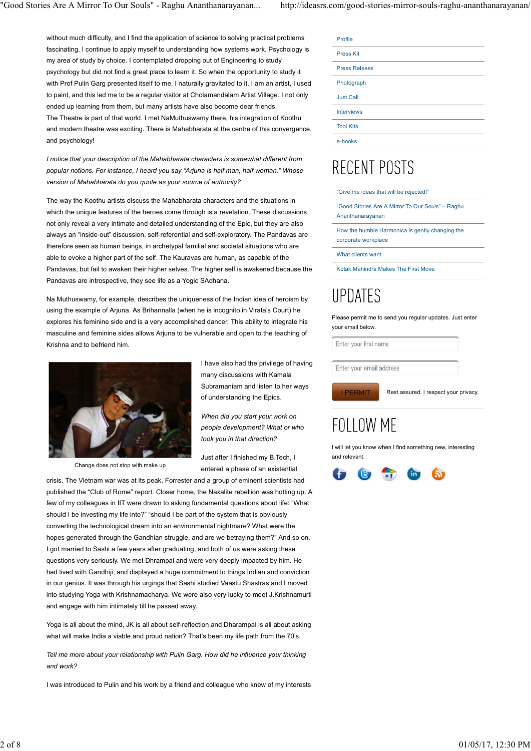without much difficulty, and I find the application of science to solving practical problems fascinating. I continue to apply myself to understanding how systems work. Psychology is my area of study by choice. I contemplated dropping out of Engineering to study psychology but did not find a great place to learn it. So when the opportunity to study it with Prof Pulin Garg presented itself to me, I naturally gravitated to it. I am an artist, I used to paint, and this led me to be a regular visitor at Cholamandalam Artist Village. I not only ended up learning from them, but many artists have also become dear friends.
The Theatre is part of that world. I met NaMuthuswamy there, his integration of Koothu and modern theatre was exciting. There is Mahabharata at the centre of this convergence, and psychology!

*I notice that your description of the Mahabharata characters is somewhat different from popular notions. For instance, I heard you say "Arjuna is half man, half woman." Whose version of Mahabharata do you quote as your source of authority?*

The way the Koothu artists discuss the Mahabharata characters and the situations in which the unique features of the heroes come through is a revelation. These discussions not only reveal a very intimate and detailed understanding of the Epic, but they are also always an "inside-out" discussion, self-referential and self-exploratory. The Pandavas are therefore seen as human beings, in archetypal familial and societal situations who are able to evoke a higher part of the self. The Kauravas are human, as capable of the Pandavas, but fail to awaken their higher selves. The higher self is awakened because the Pandavas are introspective, they see life as a Yogic SAdhana.

Na Muthuswamy, for example, describes the uniqueness of the Indian idea of heroism by using the example of Arjuna. As Brihannalla (when he is incognito in Virata's Court) he explores his feminine side and is a very accomplished dancer. This ability to integrate his masculine and feminine sides allows Arjuna to be vulnerable and open to the teaching of Krishna and to befriend him.

Change does not stop with make up

I have also had the privilege of having many discussions with Kamala Subramaniam and listen to her ways of understanding the Epics.

*When did you start your work on people development? What or who took you in that direction?*

Just after I finished my B.Tech, I entered a phase of an existential crisis. The Vietnam war was at its peak, Forrester and a group of eminent scientists had published the "Club of Rome" report. Closer home, the Naxalite rebellion was hotting up. A few of my colleagues in IIT were drawn to asking fundamental questions about life: "What should I be investing my life into?" "should I be part of the system that is obviously converting the technological dream into an environmental nightmare? What were the hopes generated through the Gandhian struggle, and are we betraying them?" And so on. I got married to Sashi a few years after graduating, and both of us were asking these questions very seriously. We met Dhrampal and were very deeply impacted by him. He had lived with Gandhiji, and displayed a huge commitment to things Indian and conviction in our genius. It was through his urgings that Sashi studied Vaastu Shastras and I moved into studying Yoga with Krishnamacharya. We were also very lucky to meet J.Krishnamurti and engage with him intimately till he passed away.

Yoga is all about the mind, JK is all about self-reflection and Dharampal is all about asking what will make India a viable and proud nation? That's been my life path from the 70's.

*Tell me more about your relationship with Pulin Garg. How did he influence your thinking and work?*

I was introduced to Pulin and his work by a friend and colleague who knew of my interests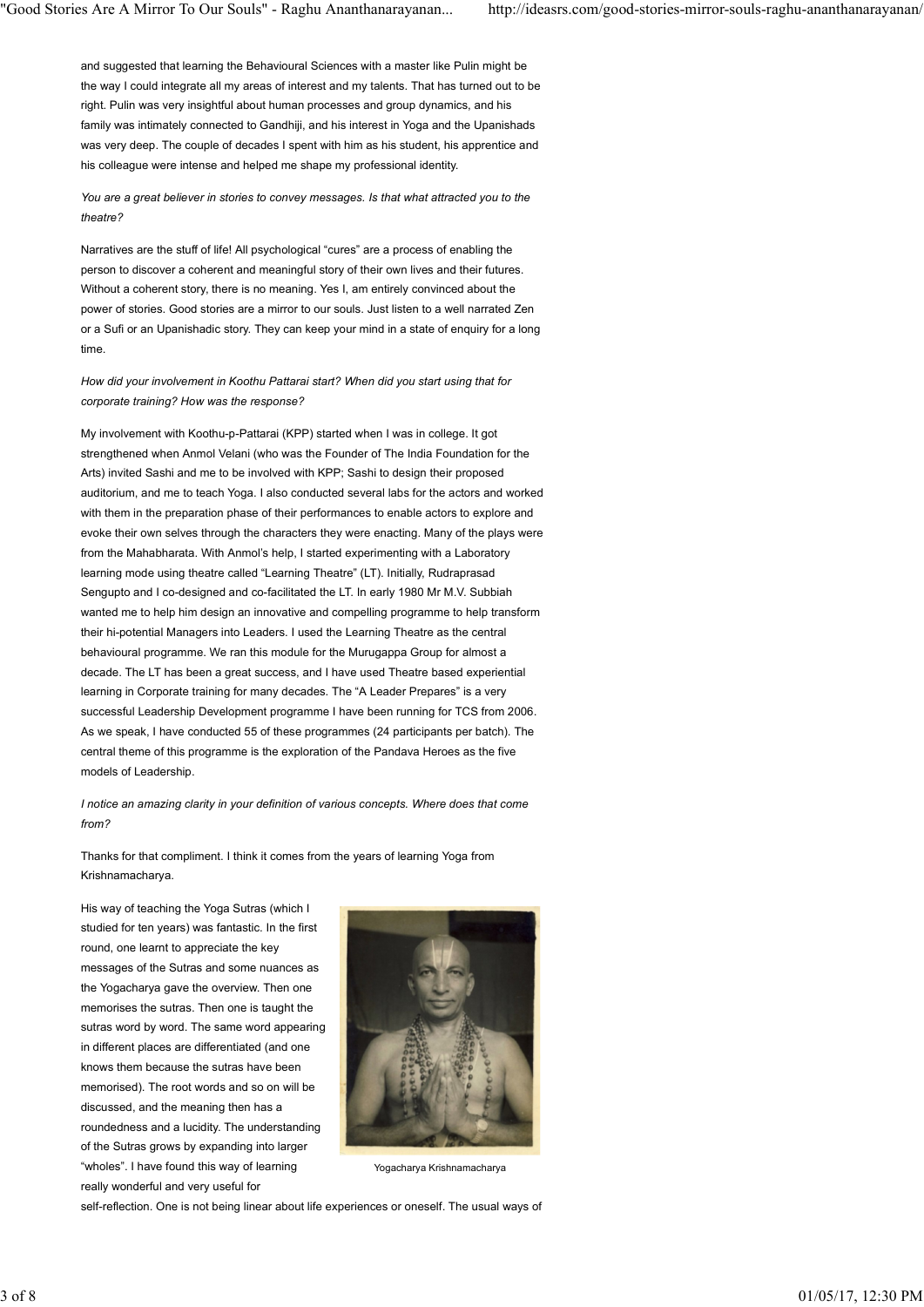and suggested that learning the Behavioural Sciences with a master like Pulin might be the way I could integrate all my areas of interest and my talents. That has turned out to be right. Pulin was very insightful about human processes and group dynamics, and his family was intimately connected to Gandhiji, and his interest in Yoga and the Upanishads was very deep. The couple of decades I spent with him as his student, his apprentice and his colleague were intense and helped me shape my professional identity.

*You are a great believer in stories to convey messages. Is that what attracted you to the theatre?*

Narratives are the stuff of life! All psychological "cures" are a process of enabling the person to discover a coherent and meaningful story of their own lives and their futures. Without a coherent story, there is no meaning. Yes I, am entirely convinced about the power of stories. Good stories are a mirror to our souls. Just listen to a well narrated Zen or a Sufi or an Upanishadic story. They can keep your mind in a state of enquiry for a long time.

*How did your involvement in Koothu Pattarai start? When did you start using that for corporate training? How was the response?*

My involvement with Koothu-p-Pattarai (KPP) started when I was in college. It got strengthened when Anmol Velani (who was the Founder of The India Foundation for the Arts) invited Sashi and me to be involved with KPP; Sashi to design their proposed auditorium, and me to teach Yoga. I also conducted several labs for the actors and worked with them in the preparation phase of their performances to enable actors to explore and evoke their own selves through the characters they were enacting. Many of the plays were from the Mahabharata. With Anmol's help, I started experimenting with a Laboratory learning mode using theatre called "Learning Theatre" (LT). Initially, Rudraprasad Sengupto and I co-designed and co-facilitated the LT. In early 1980 Mr M.V. Subbiah wanted me to help him design an innovative and compelling programme to help transform their hi-potential Managers into Leaders. I used the Learning Theatre as the central behavioural programme. We ran this module for the Murugappa Group for almost a decade. The LT has been a great success, and I have used Theatre based experiential learning in Corporate training for many decades. The "A Leader Prepares" is a very successful Leadership Development programme I have been running for TCS from 2006. As we speak, I have conducted 55 of these programmes (24 participants per batch). The central theme of this programme is the exploration of the Pandava Heroes as the five models of Leadership.

*I notice an amazing clarity in your definition of various concepts. Where does that come from?*

Thanks for that compliment. I think it comes from the years of learning Yoga from Krishnamacharya.

His way of teaching the Yoga Sutras (which I studied for ten years) was fantastic. In the first round, one learnt to appreciate the key messages of the Sutras and some nuances as the Yogacharya gave the overview. Then one memorises the sutras. Then one is taught the sutras word by word. The same word appearing in different places are differentiated (and one knows them because the sutras have been memorised). The root words and so on will be discussed, and the meaning then has a roundedness and a lucidity. The understanding of the Sutras grows by expanding into larger "wholes". I have found this way of learning really wonderful and very useful for self-reflection. One is not being linear about life experiences or oneself. The usual ways of

Yogacharya Krishnamacharya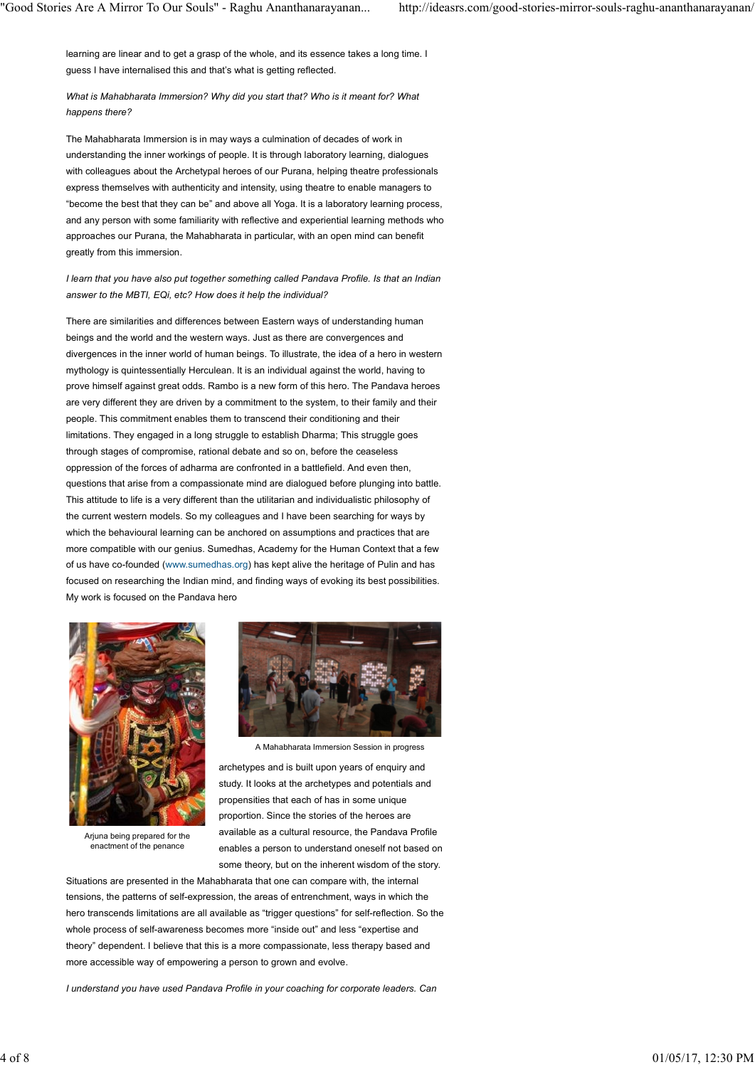learning are linear and to get a grasp of the whole, and its essence takes a long time. I guess I have internalised this and that's what is getting reflected.

*What is Mahabharata Immersion? Why did you start that? Who is it meant for? What happens there?*

The Mahabharata Immersion is in may ways a culmination of decades of work in understanding the inner workings of people. It is through laboratory learning, dialogues with colleagues about the Archetypal heroes of our Purana, helping theatre professionals express themselves with authenticity and intensity, using theatre to enable managers to "become the best that they can be" and above all Yoga. It is a laboratory learning process, and any person with some familiarity with reflective and experiential learning methods who approaches our Purana, the Mahabharata in particular, with an open mind can benefit greatly from this immersion.

*I learn that you have also put together something called Pandava Profile. Is that an Indian answer to the MBTI, EQi, etc? How does it help the individual?*

There are similarities and differences between Eastern ways of understanding human beings and the world and the western ways. Just as there are convergences and divergences in the inner world of human beings. To illustrate, the idea of a hero in western mythology is quintessentially Herculean. It is an individual against the world, having to prove himself against great odds. Rambo is a new form of this hero. The Pandava heroes are very different they are driven by a commitment to the system, to their family and their people. This commitment enables them to transcend their conditioning and their limitations. They engaged in a long struggle to establish Dharma; This struggle goes through stages of compromise, rational debate and so on, before the ceaseless oppression of the forces of adharma are confronted in a battlefield. And even then, questions that arise from a compassionate mind are dialogued before plunging into battle. This attitude to life is a very different than the utilitarian and individualistic philosophy of the current western models. So my colleagues and I have been searching for ways by which the behavioural learning can be anchored on assumptions and practices that are more compatible with our genius. Sumedhas, Academy for the Human Context that a few of us have co-founded (www.sumedhas.org) has kept alive the heritage of Pulin and has focused on researching the Indian mind, and finding ways of evoking its best possibilities. My work is focused on the Pandava hero archetypes and is built upon years of enquiry and study. It looks at the archetypes and potentials and propensities that each of has in some unique proportion. Since the stories of the heroes are available as a cultural resource, the Pandava Profile enables a person to understand oneself not based on some theory, but on the inherent wisdom of the story.

Arjuna being prepared for the enactment of the penance

A Mahabharata Immersion Session in progress

Situations are presented in the Mahabharata that one can compare with, the internal tensions, the patterns of self-expression, the areas of entrenchment, ways in which the hero transcends limitations are all available as "trigger questions" for self-reflection. So the whole process of self-awareness becomes more "inside out" and less "expertise and theory" dependent. I believe that this is a more compassionate, less therapy based and more accessible way of empowering a person to grown and evolve.

*I understand you have used Pandava Profile in your coaching for corporate leaders. Can*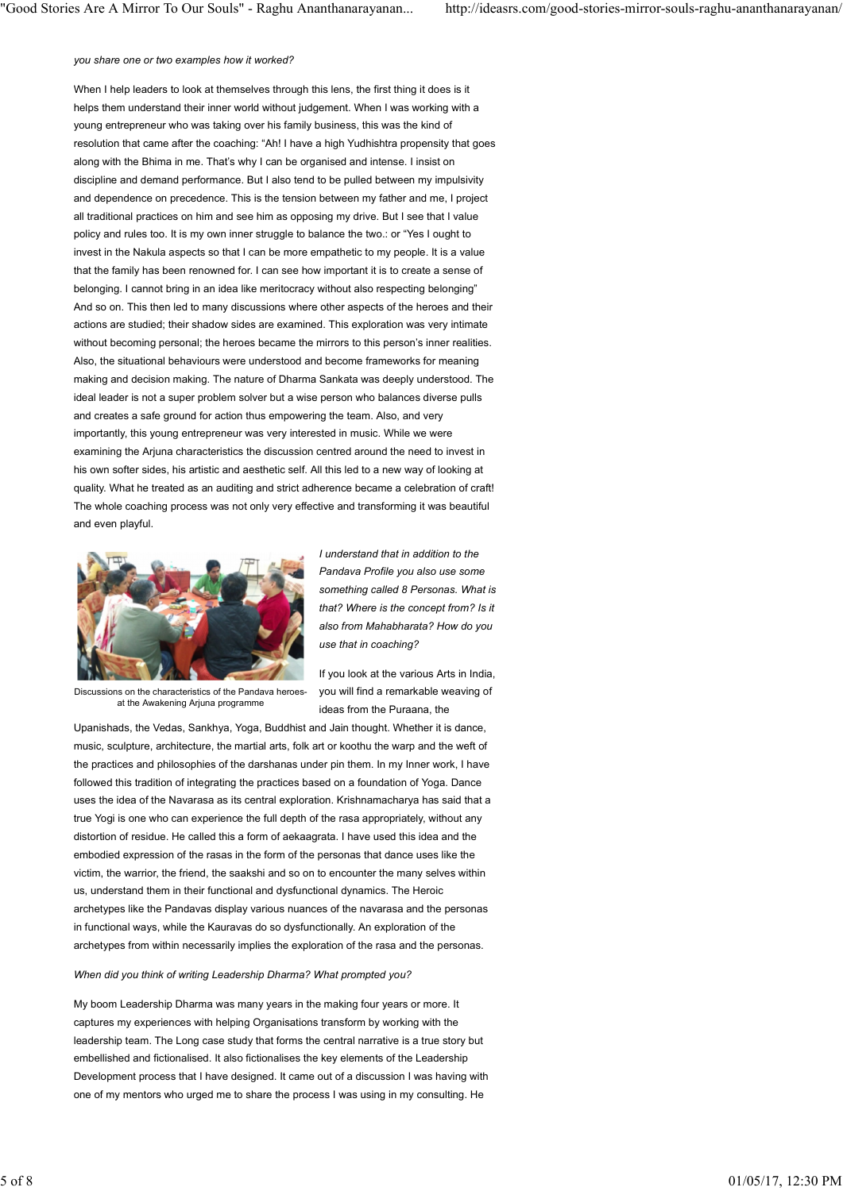*you share one or two examples how it worked?*

When I help leaders to look at themselves through this lens, the first thing it does is it helps them understand their inner world without judgement. When I was working with a young entrepreneur who was taking over his family business, this was the kind of resolution that came after the coaching: "Ah! I have a high Yudhishtra propensity that goes along with the Bhima in me. That's why I can be organised and intense. I insist on discipline and demand performance. But I also tend to be pulled between my impulsivity and dependence on precedence. This is the tension between my father and me, I project all traditional practices on him and see him as opposing my drive. But I see that I value policy and rules too. It is my own inner struggle to balance the two.: or "Yes I ought to invest in the Nakula aspects so that I can be more empathetic to my people. It is a value that the family has been renowned for. I can see how important it is to create a sense of belonging. I cannot bring in an idea like meritocracy without also respecting belonging" And so on. This then led to many discussions where other aspects of the heroes and their actions are studied; their shadow sides are examined. This exploration was very intimate without becoming personal; the heroes became the mirrors to this person's inner realities. Also, the situational behaviours were understood and become frameworks for meaning making and decision making. The nature of Dharma Sankata was deeply understood. The ideal leader is not a super problem solver but a wise person who balances diverse pulls and creates a safe ground for action thus empowering the team. Also, and very importantly, this young entrepreneur was very interested in music. While we were examining the Arjuna characteristics the discussion centred around the need to invest in his own softer sides, his artistic and aesthetic self. All this led to a new way of looking at quality. What he treated as an auditing and strict adherence became a celebration of craft! The whole coaching process was not only very effective and transforming it was beautiful and even playful.

Discussions on the characteristics of the Pandava heroes- at the Awakening Arjuna programme

*I understand that in addition to the Pandava Profile you also use some something called 8 Personas. What is that? Where is the concept from? Is it also from Mahabharata? How do you use that in coaching?*

If you look at the various Arts in India, you will find a remarkable weaving of ideas from the Puraana, the Upanishads, the Vedas, Sankhya, Yoga, Buddhist and Jain thought. Whether it is dance, music, sculpture, architecture, the martial arts, folk art or koothu the warp and the weft of the practices and philosophies of the darshanas under pin them. In my Inner work, I have followed this tradition of integrating the practices based on a foundation of Yoga. Dance uses the idea of the Navarasa as its central exploration. Krishnamacharya has said that a true Yogi is one who can experience the full depth of the rasa appropriately, without any distortion of residue. He called this a form of aekaagrata. I have used this idea and the embodied expression of the rasas in the form of the personas that dance uses like the victim, the warrior, the friend, the saakshi and so on to encounter the many selves within us, understand them in their functional and dysfunctional dynamics. The Heroic archetypes like the Pandavas display various nuances of the navarasa and the personas in functional ways, while the Kauravas do so dysfunctionally. An exploration of the archetypes from within necessarily implies the exploration of the rasa and the personas.

*When did you think of writing Leadership Dharma? What prompted you?*

My boom Leadership Dharma was many years in the making four years or more. It captures my experiences with helping Organisations transform by working with the leadership team. The Long case study that forms the central narrative is a true story but embellished and fictionalised. It also fictionalises the key elements of the Leadership Development process that I have designed. It came out of a discussion I was having with one of my mentors who urged me to share the process I was using in my consulting. He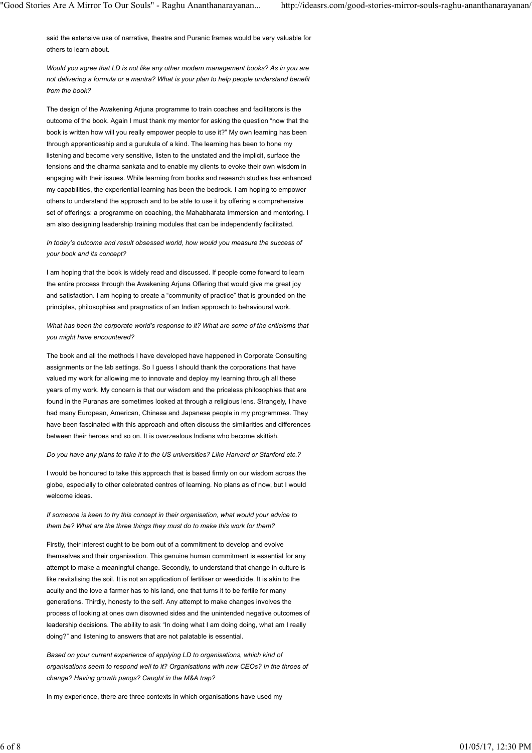said the extensive use of narrative, theatre and Puranic frames would be very valuable for others to learn about.

*Would you agree that LD is not like any other modern management books? As in you are not delivering a formula or a mantra? What is your plan to help people understand benefit from the book?*

The design of the Awakening Arjuna programme to train coaches and facilitators is the outcome of the book. Again I must thank my mentor for asking the question "now that the book is written how will you really empower people to use it?" My own learning has been through apprenticeship and a gurukula of a kind. The learning has been to hone my listening and become very sensitive, listen to the unstated and the implicit, surface the tensions and the dharma sankata and to enable my clients to evoke their own wisdom in engaging with their issues. While learning from books and research studies has enhanced my capabilities, the experiential learning has been the bedrock. I am hoping to empower others to understand the approach and to be able to use it by offering a comprehensive set of offerings: a programme on coaching, the Mahabharata Immersion and mentoring. I am also designing leadership training modules that can be independently facilitated.

*In today's outcome and result obsessed world, how would you measure the success of your book and its concept?*

I am hoping that the book is widely read and discussed. If people come forward to learn the entire process through the Awakening Arjuna Offering that would give me great joy and satisfaction. I am hoping to create a "community of practice" that is grounded on the principles, philosophies and pragmatics of an Indian approach to behavioural work.

*What has been the corporate world's response to it? What are some of the criticisms that you might have encountered?*

The book and all the methods I have developed have happened in Corporate Consulting assignments or the lab settings. So I guess I should thank the corporations that have valued my work for allowing me to innovate and deploy my learning through all these years of my work. My concern is that our wisdom and the priceless philosophies that are found in the Puranas are sometimes looked at through a religious lens. Strangely, I have had many European, American, Chinese and Japanese people in my programmes. They have been fascinated with this approach and often discuss the similarities and differences between their heroes and so on. It is overzealous Indians who become skittish.

*Do you have any plans to take it to the US universities? Like Harvard or Stanford etc.?*

I would be honoured to take this approach that is based firmly on our wisdom across the globe, especially to other celebrated centres of learning. No plans as of now, but I would welcome ideas.

*If someone is keen to try this concept in their organisation, what would your advice to them be? What are the three things they must do to make this work for them?*

Firstly, their interest ought to be born out of a commitment to develop and evolve themselves and their organisation. This genuine human commitment is essential for any attempt to make a meaningful change. Secondly, to understand that change in culture is like revitalising the soil. It is not an application of fertiliser or weedicide. It is akin to the acuity and the love a farmer has to his land, one that turns it to be fertile for many generations. Thirdly, honesty to the self. Any attempt to make changes involves the process of looking at ones own disowned sides and the unintended negative outcomes of leadership decisions. The ability to ask "In doing what I am doing doing, what am I really doing?" and listening to answers that are not palatable is essential.

*Based on your current experience of applying LD to organisations, which kind of organisations seem to respond well to it? Organisations with new CEOs? In the throes of change? Having growth pangs? Caught in the M&A trap?*

In my experience, there are three contexts in which organisations have used my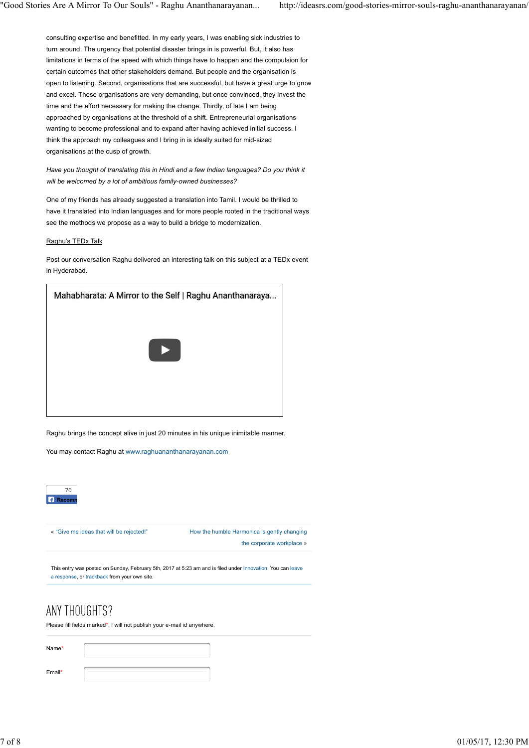consulting expertise and benefitted. In my early years, I was enabling sick industries to turn around. The urgency that potential disaster brings in is powerful. But, it also has limitations in terms of the speed with which things have to happen and the compulsion for certain outcomes that other stakeholders demand. But people and the organisation is open to listening. Second, organisations that are successful, but have a great urge to grow and excel. These organisations are very demanding, but once convinced, they invest the time and the effort necessary for making the change. Thirdly, of late I am being approached by organisations at the threshold of a shift. Entrepreneurial organisations wanting to become professional and to expand after having achieved initial success. I think the approach my colleagues and I bring in is ideally suited for mid-sized organisations at the cusp of growth.

*Have you thought of translating this in Hindi and a few Indian languages? Do you think it will be welcomed by a lot of ambitious family-owned businesses?*

One of my friends has already suggested a translation into Tamil. I would be thrilled to have it translated into Indian languages and for more people rooted in the traditional ways see the methods we propose as a way to build a bridge to modernization.

Raghu's TEDx Talk

Post our conversation Raghu delivered an interesting talk on this subject at a TEDx event in Hyderabad.

Mahabharata: A Mirror to the Self | Raghu Ananthanaraya...

Raghu brings the concept alive in just 20 minutes in his unique inimitable manner.

You may contact Raghu at www.raghuananthanarayanan.com

70

Recomm

« "Give me ideas that will be rejected!"

How the humble Harmonica is gently changing the corporate workplace »

This entry was posted on Sunday, February 5th, 2017 at 5:23 am and is filed under Innovation. You can leave a response, or trackback from your own site.

## ANY THOUGHTS?

Please fill fields marked*. I will not publish your e-mail id anywhere.

Name*

Email*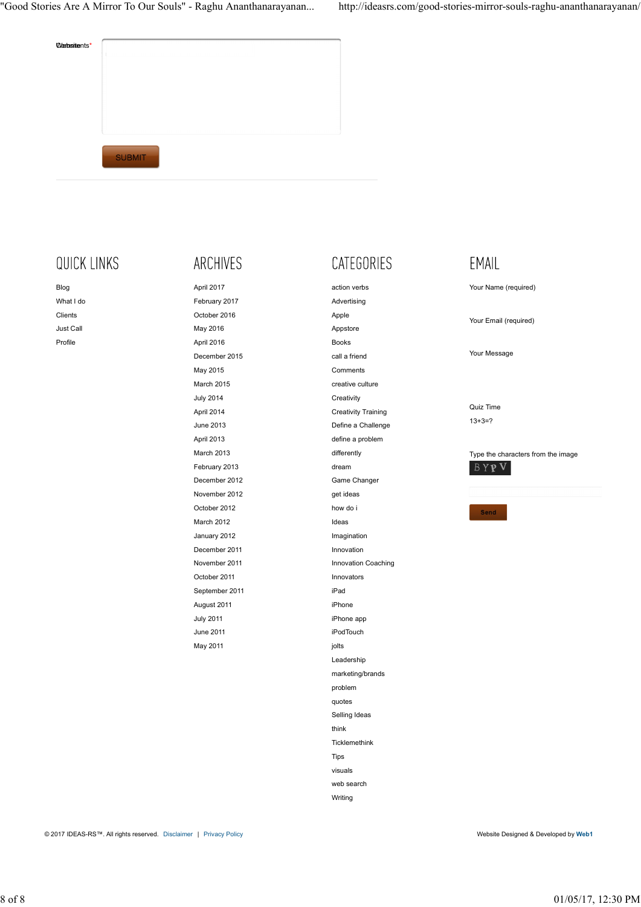Comments*

SUBMIT

## QUICK LINKS

- Blog
- What I do
- Clients
- Just Call
- Profile

## ARCHIVES

- April 2017
- February 2017
- October 2016
- May 2016
- April 2016
- December 2015
- May 2015
- March 2015
- July 2014
- April 2014
- June 2013
- April 2013
- March 2013
- February 2013
- December 2012
- November 2012
- October 2012
- March 2012
- January 2012
- December 2011
- November 2011
- October 2011
- September 2011
- August 2011
- July 2011
- June 2011
- May 2011

## CATEGORIES

- action verbs
- Advertising
- Apple
- Appstore
- Books
- call a friend
- Comments
- creative culture
- Creativity
- Creativity Training
- Define a Challenge
- define a problem
- differently
- dream
- Game Changer
- get ideas
- how do i
- Ideas
- Imagination
- Innovation
- Innovation Coaching
- Innovators
- iPad
- iPhone
- iPhone app
- iPodTouch
- jolts
- Leadership
- marketing/brands
- problem
- quotes
- Selling Ideas
- think
- Ticklemethink
- Tips
- visuals
- web search
- Writing

## EMAIL

Your Name (required)

Your Email (required)

Your Message

Quiz Time

13+3=?

Type the characters from the image

BYPV

Send

© 2017 IDEAS-RS™. All rights reserved. Disclaimer | Privacy Policy

Website Designed & Developed by Web1